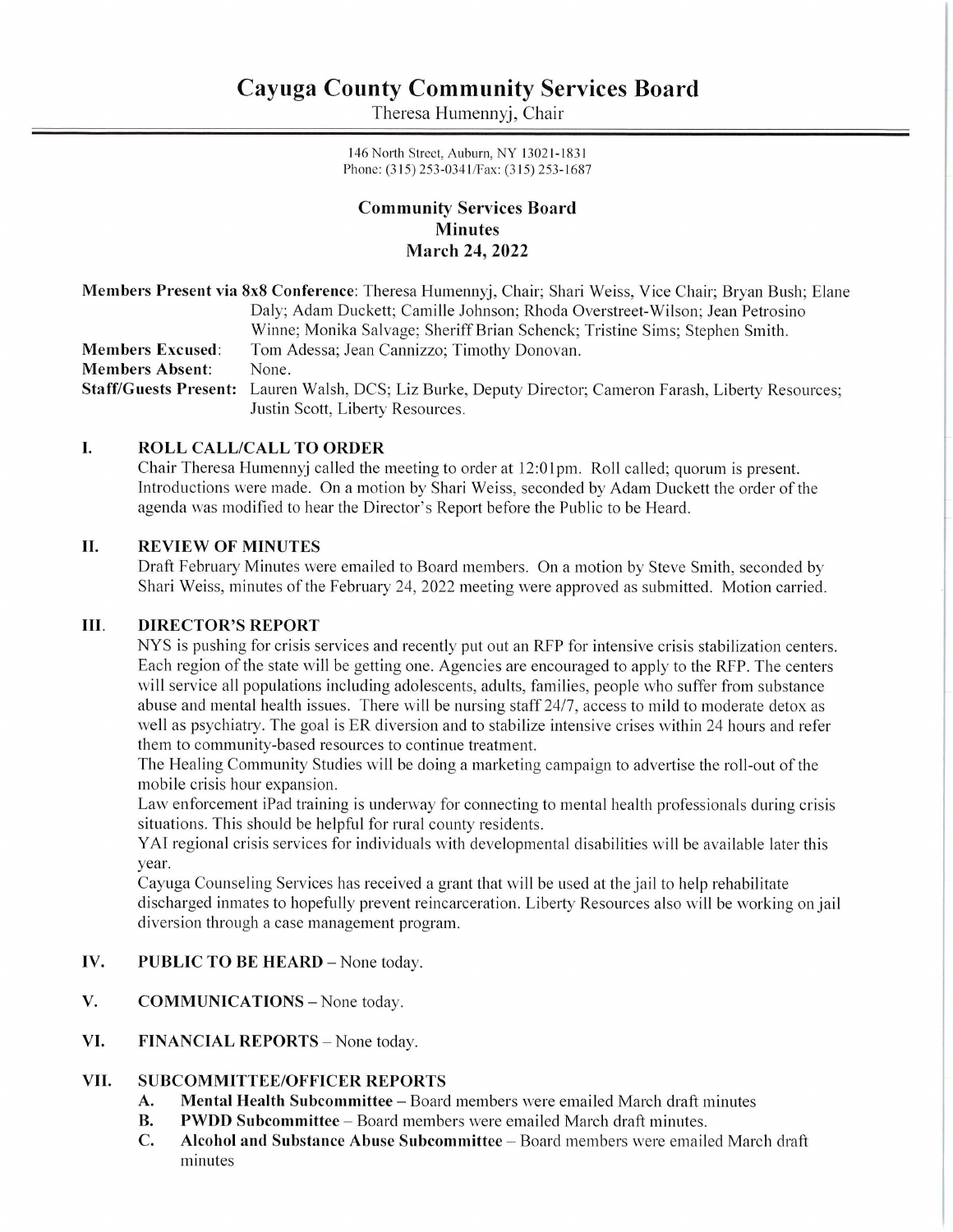# Cayuga County Community Services Board

Theresa Humennyj, Chair

146 North Street, Auburn, NY 13021-1831
Phone: (315) 253-0341/Fax: (315) 253-1687

## Community Services Board
## Minutes
## March 24, 2022

**Members Present via 8x8 Conference**: Theresa Humennyj, Chair; Shari Weiss, Vice Chair; Bryan Bush; Elane Daly; Adam Duckett; Camille Johnson; Rhoda Overstreet-Wilson; Jean Petrosino Winne; Monika Salvage; Sheriff Brian Schenck; Tristine Sims; Stephen Smith.

**Members Excused**: Tom Adessa; Jean Cannizzo; Timothy Donovan.

**Members Absent**: None.

**Staff/Guests Present:** Lauren Walsh, DCS; Liz Burke, Deputy Director; Cameron Farash, Liberty Resources; Justin Scott, Liberty Resources.

### I. ROLL CALL/CALL TO ORDER

Chair Theresa Humennyj called the meeting to order at 12:01pm. Roll called; quorum is present. Introductions were made. On a motion by Shari Weiss, seconded by Adam Duckett the order of the agenda was modified to hear the Director's Report before the Public to be Heard.

### II. REVIEW OF MINUTES

Draft February Minutes were emailed to Board members. On a motion by Steve Smith, seconded by Shari Weiss, minutes of the February 24, 2022 meeting were approved as submitted. Motion carried.

### III. DIRECTOR'S REPORT

NYS is pushing for crisis services and recently put out an RFP for intensive crisis stabilization centers. Each region of the state will be getting one. Agencies are encouraged to apply to the RFP. The centers will service all populations including adolescents, adults, families, people who suffer from substance abuse and mental health issues. There will be nursing staff 24/7, access to mild to moderate detox as well as psychiatry. The goal is ER diversion and to stabilize intensive crises within 24 hours and refer them to community-based resources to continue treatment.

The Healing Community Studies will be doing a marketing campaign to advertise the roll-out of the mobile crisis hour expansion.

Law enforcement iPad training is underway for connecting to mental health professionals during crisis situations. This should be helpful for rural county residents.

YAI regional crisis services for individuals with developmental disabilities will be available later this year.

Cayuga Counseling Services has received a grant that will be used at the jail to help rehabilitate discharged inmates to hopefully prevent reincarceration. Liberty Resources also will be working on jail diversion through a case management program.

### IV. PUBLIC TO BE HEARD – None today.

### V. COMMUNICATIONS – None today.

### VI. FINANCIAL REPORTS – None today.

### VII. SUBCOMMITTEE/OFFICER REPORTS

A. **Mental Health Subcommittee** – Board members were emailed March draft minutes

B. **PWDD Subcommittee** – Board members were emailed March draft minutes.

C. **Alcohol and Substance Abuse Subcommittee** – Board members were emailed March draft minutes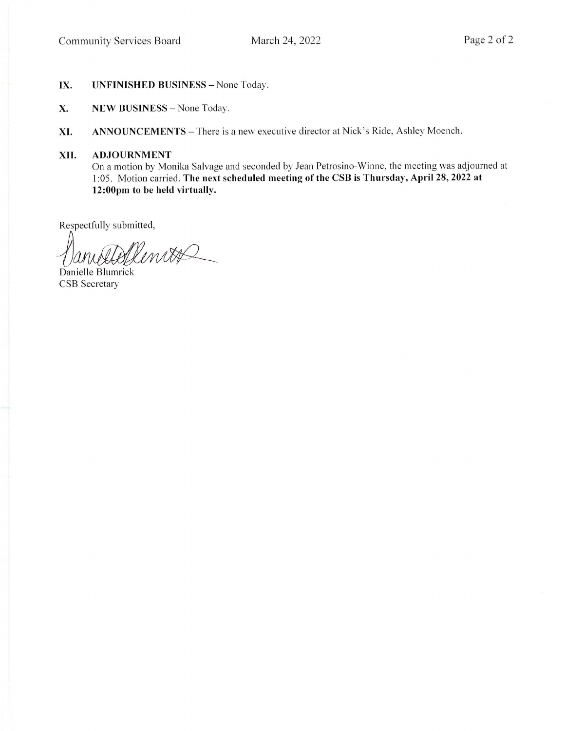**IX. UNFINISHED BUSINESS** – None Today.

**X. NEW BUSINESS** – None Today.

**XI. ANNOUNCEMENTS** – There is a new executive director at Nick's Ride, Ashley Moench.

**XII. ADJOURNMENT**

On a motion by Monika Salvage and seconded by Jean Petrosino-Winne, the meeting was adjourned at 1:05. Motion carried. **The next scheduled meeting of the CSB is Thursday, April 28, 2022 at 12:00pm to be held virtually.**

Respectfully submitted,

Danielle Blumrick
CSB Secretary